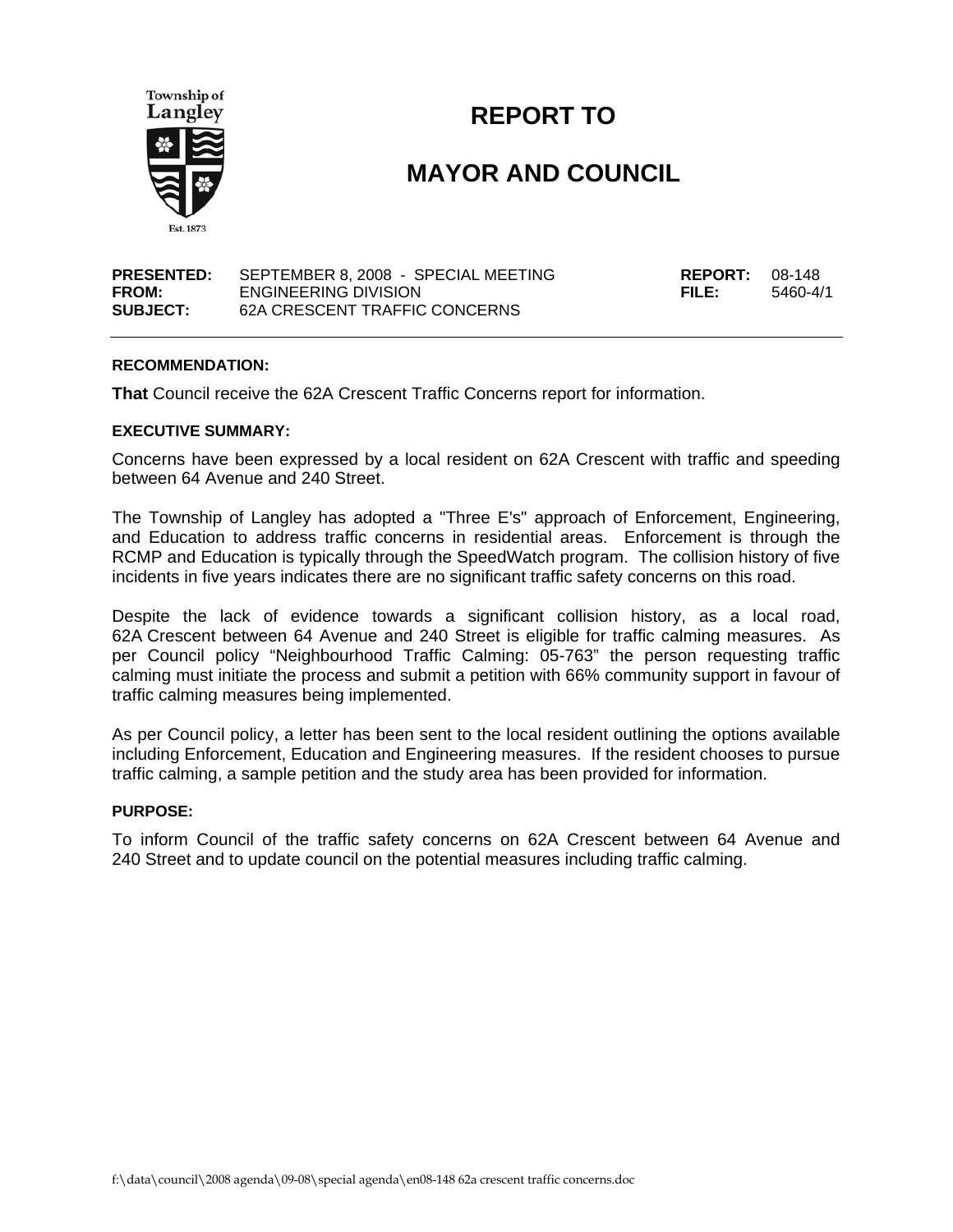# REPORT TO

# MAYOR AND COUNCIL

| | | | |
|---|---|---|---|
| **PRESENTED:** | SEPTEMBER 8, 2008 - SPECIAL MEETING | **REPORT:** | 08-148 |
| **FROM:** | ENGINEERING DIVISION | **FILE:** | 5460-4/1 |
| **SUBJECT:** | 62A CRESCENT TRAFFIC CONCERNS | | |

### RECOMMENDATION:

**That** Council receive the 62A Crescent Traffic Concerns report for information.

### EXECUTIVE SUMMARY:

Concerns have been expressed by a local resident on 62A Crescent with traffic and speeding between 64 Avenue and 240 Street.

The Township of Langley has adopted a "Three E's" approach of Enforcement, Engineering, and Education to address traffic concerns in residential areas. Enforcement is through the RCMP and Education is typically through the SpeedWatch program. The collision history of five incidents in five years indicates there are no significant traffic safety concerns on this road.

Despite the lack of evidence towards a significant collision history, as a local road, 62A Crescent between 64 Avenue and 240 Street is eligible for traffic calming measures. As per Council policy "Neighbourhood Traffic Calming: 05-763" the person requesting traffic calming must initiate the process and submit a petition with 66% community support in favour of traffic calming measures being implemented.

As per Council policy, a letter has been sent to the local resident outlining the options available including Enforcement, Education and Engineering measures. If the resident chooses to pursue traffic calming, a sample petition and the study area has been provided for information.

### PURPOSE:

To inform Council of the traffic safety concerns on 62A Crescent between 64 Avenue and 240 Street and to update council on the potential measures including traffic calming.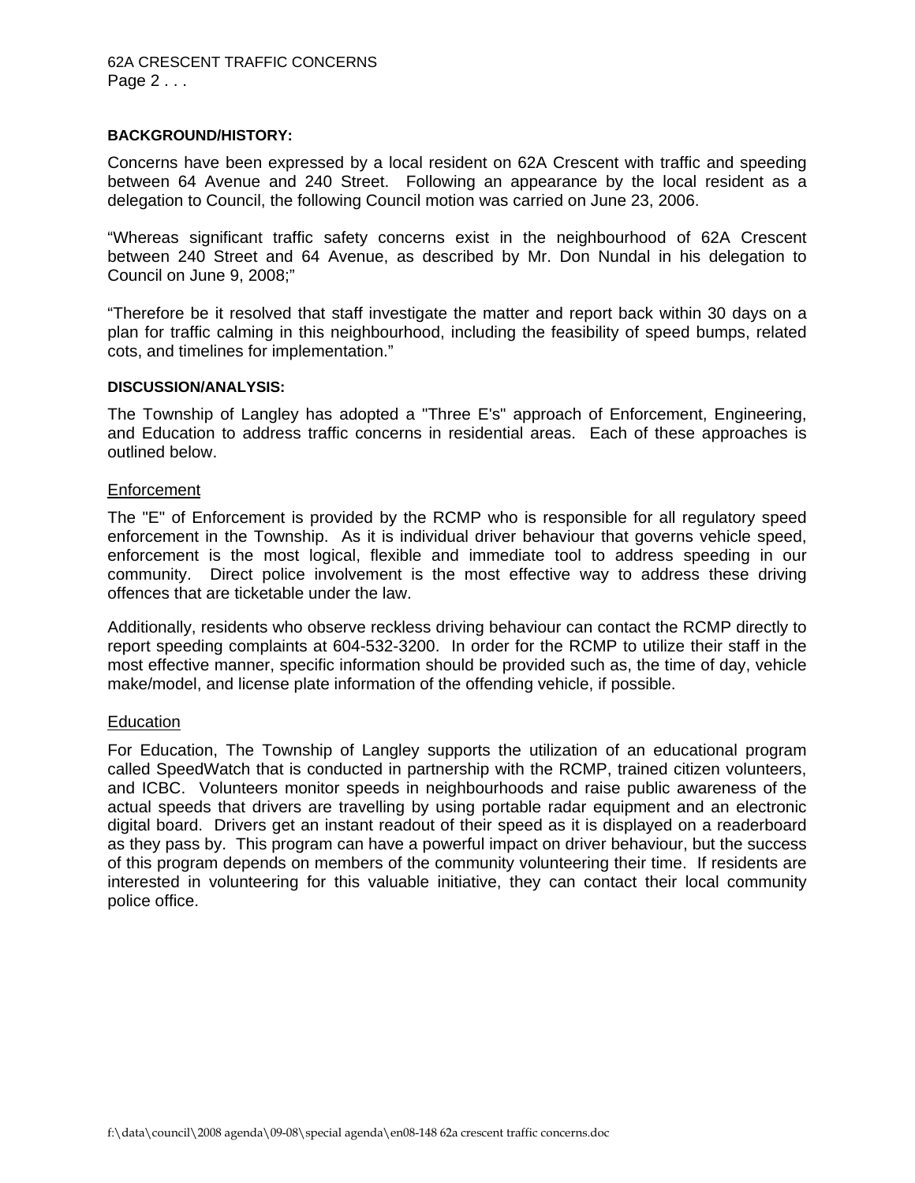**BACKGROUND/HISTORY:**

Concerns have been expressed by a local resident on 62A Crescent with traffic and speeding between 64 Avenue and 240 Street. Following an appearance by the local resident as a delegation to Council, the following Council motion was carried on June 23, 2006.

"Whereas significant traffic safety concerns exist in the neighbourhood of 62A Crescent between 240 Street and 64 Avenue, as described by Mr. Don Nundal in his delegation to Council on June 9, 2008;"

"Therefore be it resolved that staff investigate the matter and report back within 30 days on a plan for traffic calming in this neighbourhood, including the feasibility of speed bumps, related cots, and timelines for implementation."

**DISCUSSION/ANALYSIS:**

The Township of Langley has adopted a "Three E's" approach of Enforcement, Engineering, and Education to address traffic concerns in residential areas. Each of these approaches is outlined below.

Enforcement

The "E" of Enforcement is provided by the RCMP who is responsible for all regulatory speed enforcement in the Township. As it is individual driver behaviour that governs vehicle speed, enforcement is the most logical, flexible and immediate tool to address speeding in our community. Direct police involvement is the most effective way to address these driving offences that are ticketable under the law.

Additionally, residents who observe reckless driving behaviour can contact the RCMP directly to report speeding complaints at 604-532-3200. In order for the RCMP to utilize their staff in the most effective manner, specific information should be provided such as, the time of day, vehicle make/model, and license plate information of the offending vehicle, if possible.

Education

For Education, The Township of Langley supports the utilization of an educational program called SpeedWatch that is conducted in partnership with the RCMP, trained citizen volunteers, and ICBC. Volunteers monitor speeds in neighbourhoods and raise public awareness of the actual speeds that drivers are travelling by using portable radar equipment and an electronic digital board. Drivers get an instant readout of their speed as it is displayed on a readerboard as they pass by. This program can have a powerful impact on driver behaviour, but the success of this program depends on members of the community volunteering their time. If residents are interested in volunteering for this valuable initiative, they can contact their local community police office.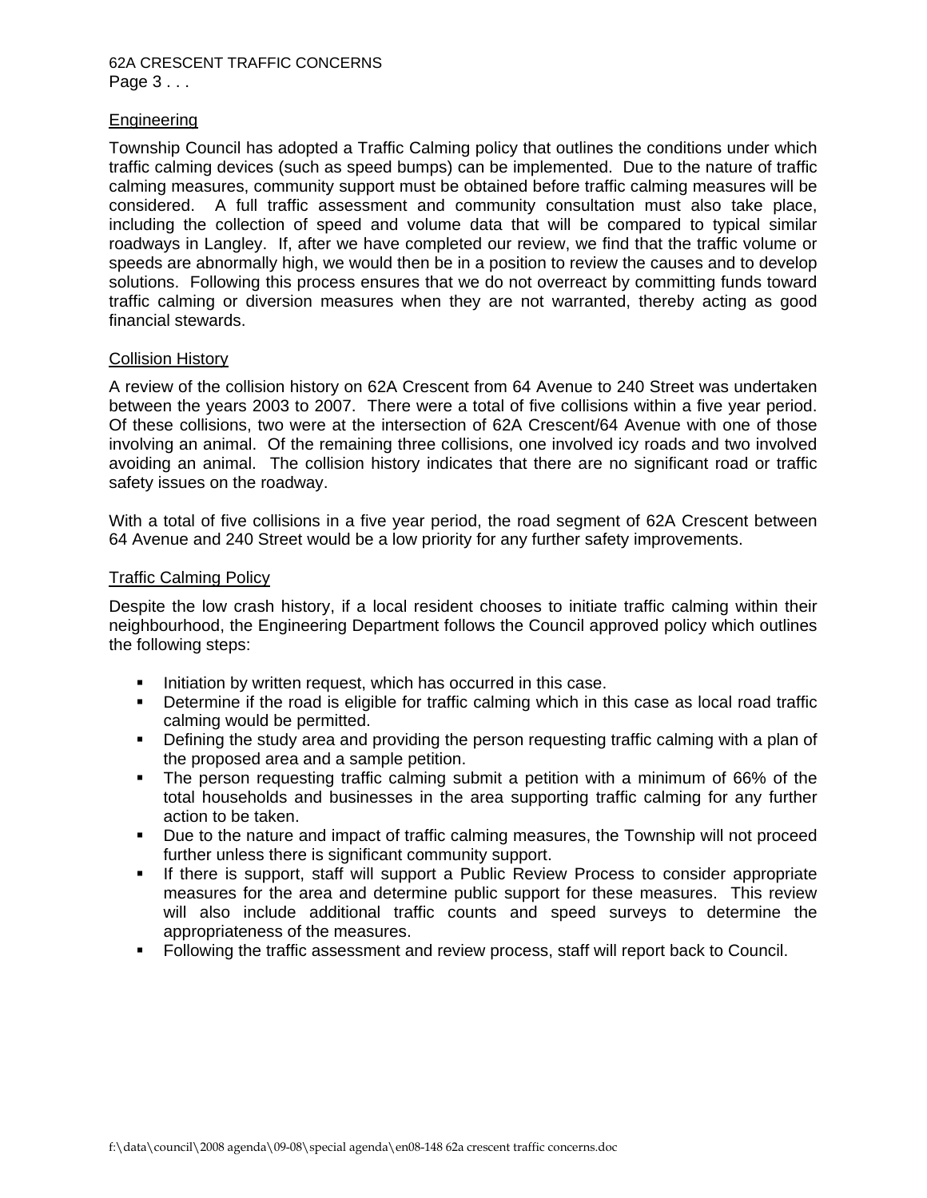## Engineering

Township Council has adopted a Traffic Calming policy that outlines the conditions under which traffic calming devices (such as speed bumps) can be implemented. Due to the nature of traffic calming measures, community support must be obtained before traffic calming measures will be considered. A full traffic assessment and community consultation must also take place, including the collection of speed and volume data that will be compared to typical similar roadways in Langley. If, after we have completed our review, we find that the traffic volume or speeds are abnormally high, we would then be in a position to review the causes and to develop solutions. Following this process ensures that we do not overreact by committing funds toward traffic calming or diversion measures when they are not warranted, thereby acting as good financial stewards.

## Collision History

A review of the collision history on 62A Crescent from 64 Avenue to 240 Street was undertaken between the years 2003 to 2007. There were a total of five collisions within a five year period. Of these collisions, two were at the intersection of 62A Crescent/64 Avenue with one of those involving an animal. Of the remaining three collisions, one involved icy roads and two involved avoiding an animal. The collision history indicates that there are no significant road or traffic safety issues on the roadway.

With a total of five collisions in a five year period, the road segment of 62A Crescent between 64 Avenue and 240 Street would be a low priority for any further safety improvements.

## Traffic Calming Policy

Despite the low crash history, if a local resident chooses to initiate traffic calming within their neighbourhood, the Engineering Department follows the Council approved policy which outlines the following steps:

- Initiation by written request, which has occurred in this case.
- Determine if the road is eligible for traffic calming which in this case as local road traffic calming would be permitted.
- Defining the study area and providing the person requesting traffic calming with a plan of the proposed area and a sample petition.
- The person requesting traffic calming submit a petition with a minimum of 66% of the total households and businesses in the area supporting traffic calming for any further action to be taken.
- Due to the nature and impact of traffic calming measures, the Township will not proceed further unless there is significant community support.
- If there is support, staff will support a Public Review Process to consider appropriate measures for the area and determine public support for these measures. This review will also include additional traffic counts and speed surveys to determine the appropriateness of the measures.
- Following the traffic assessment and review process, staff will report back to Council.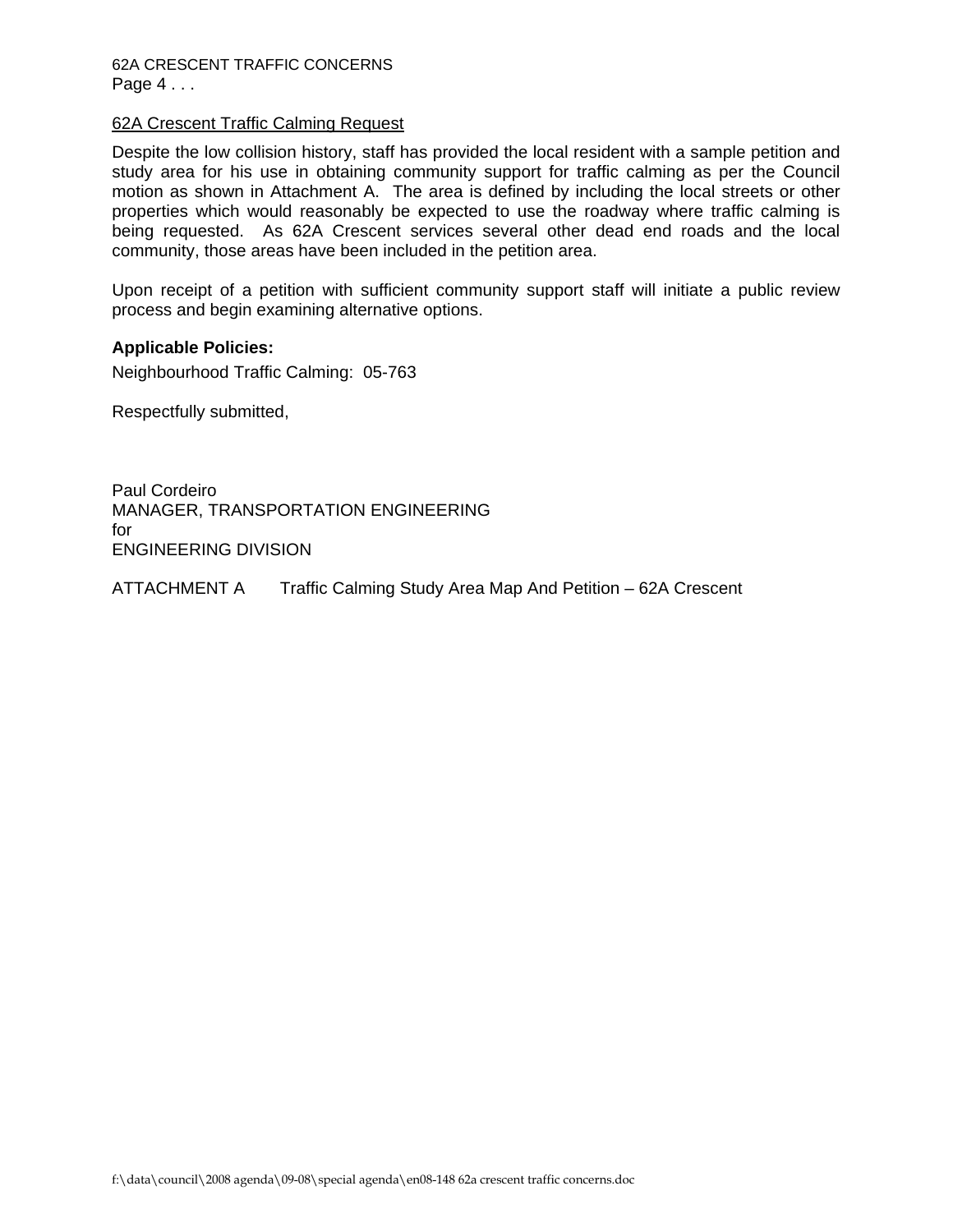<u>62A Crescent Traffic Calming Request</u>

Despite the low collision history, staff has provided the local resident with a sample petition and study area for his use in obtaining community support for traffic calming as per the Council motion as shown in Attachment A. The area is defined by including the local streets or other properties which would reasonably be expected to use the roadway where traffic calming is being requested. As 62A Crescent services several other dead end roads and the local community, those areas have been included in the petition area.

Upon receipt of a petition with sufficient community support staff will initiate a public review process and begin examining alternative options.

**Applicable Policies:**

Neighbourhood Traffic Calming: 05-763

Respectfully submitted,

Paul Cordeiro
MANAGER, TRANSPORTATION ENGINEERING
for
ENGINEERING DIVISION

ATTACHMENT A  Traffic Calming Study Area Map And Petition – 62A Crescent

f:\data\council\2008 agenda\09-08\special agenda\en08-148 62a crescent traffic concerns.doc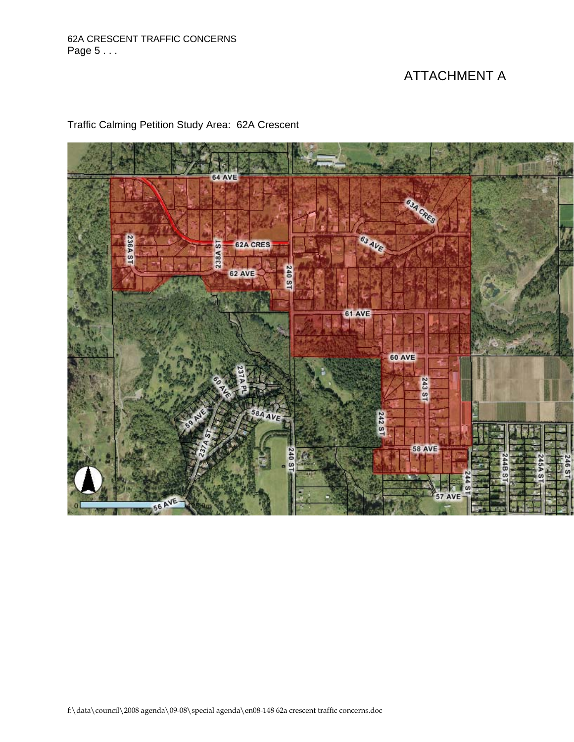# ATTACHMENT A

Traffic Calming Petition Study Area: 62A Crescent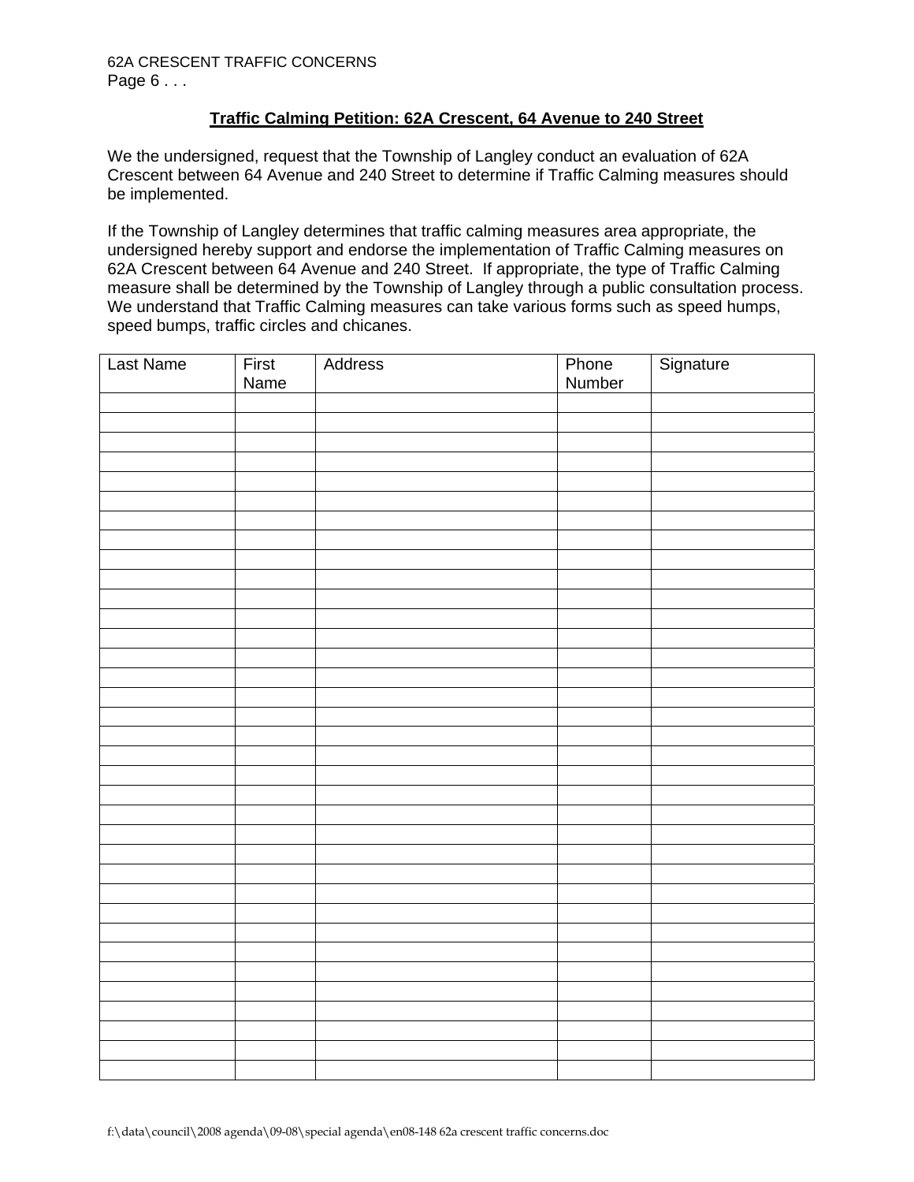**Traffic Calming Petition: 62A Crescent, 64 Avenue to 240 Street**

We the undersigned, request that the Township of Langley conduct an evaluation of 62A Crescent between 64 Avenue and 240 Street to determine if Traffic Calming measures should be implemented.

If the Township of Langley determines that traffic calming measures area appropriate, the undersigned hereby support and endorse the implementation of Traffic Calming measures on 62A Crescent between 64 Avenue and 240 Street. If appropriate, the type of Traffic Calming measure shall be determined by the Township of Langley through a public consultation process. We understand that Traffic Calming measures can take various forms such as speed humps, speed bumps, traffic circles and chicanes.

| Last Name | First Name | Address | Phone Number | Signature |
|---|---|---|---|---|
| | | | | |
| | | | | |
| | | | | |
| | | | | |
| | | | | |
| | | | | |
| | | | | |
| | | | | |
| | | | | |
| | | | | |
| | | | | |
| | | | | |
| | | | | |
| | | | | |
| | | | | |
| | | | | |
| | | | | |
| | | | | |
| | | | | |
| | | | | |
| | | | | |
| | | | | |
| | | | | |
| | | | | |
| | | | | |
| | | | | |
| | | | | |
| | | | | |
| | | | | |
| | | | | |
| | | | | |
| | | | | |
| | | | | |
| | | | | |
| | | | | |
| | | | | |
| | | | | |